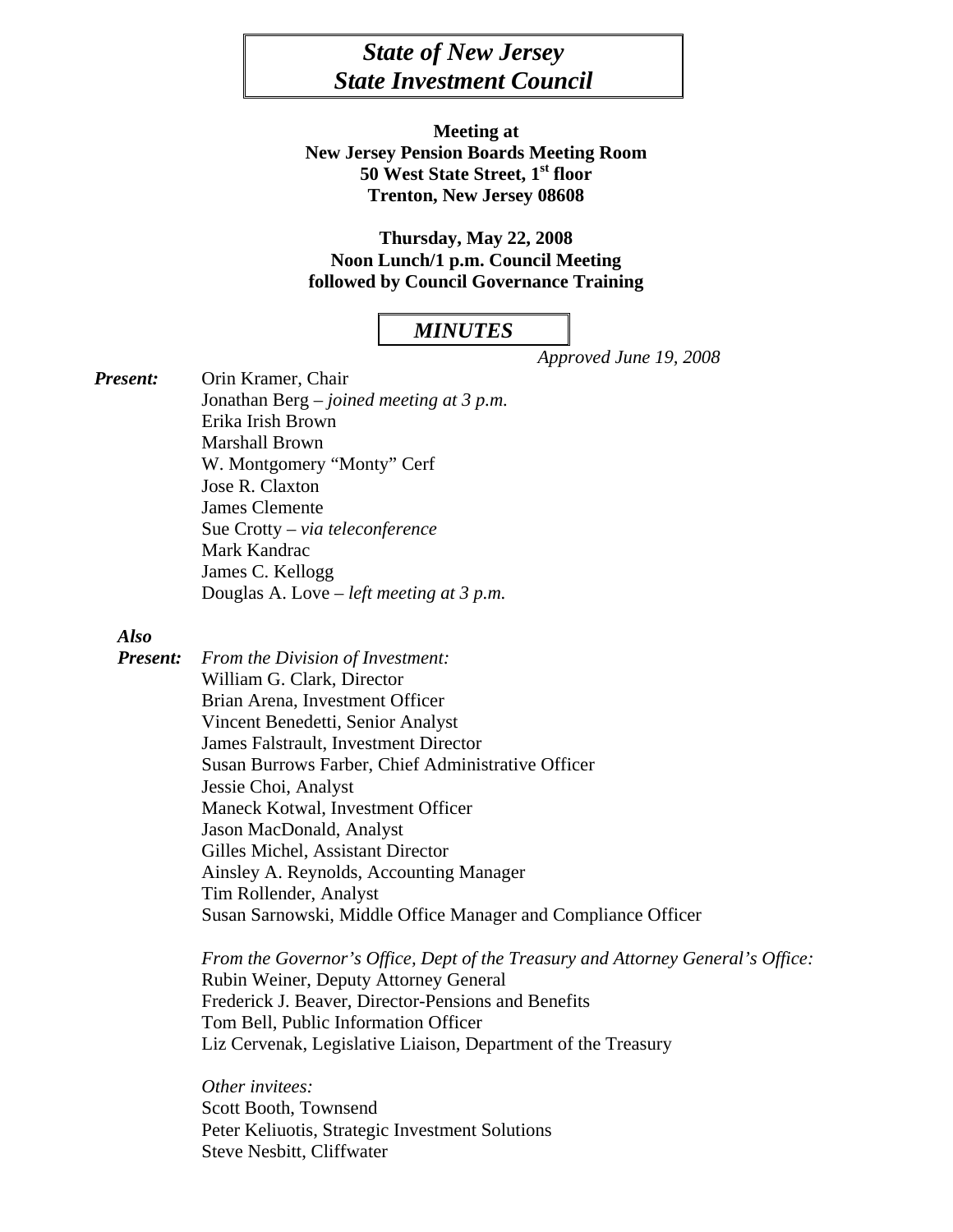# *State of New Jersey*
# *State Investment Council*

**Meeting at**
**New Jersey Pension Boards Meeting Room**
**50 West State Street, 1st floor**
**Trenton, New Jersey 08608**

**Thursday, May 22, 2008**
**Noon Lunch/1 p.m. Council Meeting**
**followed by Council Governance Training**

## *MINUTES*

*Approved June 19, 2008*

***Present:***
Orin Kramer, Chair
Jonathan Berg – *joined meeting at 3 p.m.*
Erika Irish Brown
Marshall Brown
W. Montgomery "Monty" Cerf
Jose R. Claxton
James Clemente
Sue Crotty – *via teleconference*
Mark Kandrac
James C. Kellogg
Douglas A. Love – *left meeting at 3 p.m.*

***Also Present:***

*From the Division of Investment:*
William G. Clark, Director
Brian Arena, Investment Officer
Vincent Benedetti, Senior Analyst
James Falstrault, Investment Director
Susan Burrows Farber, Chief Administrative Officer
Jessie Choi, Analyst
Maneck Kotwal, Investment Officer
Jason MacDonald, Analyst
Gilles Michel, Assistant Director
Ainsley A. Reynolds, Accounting Manager
Tim Rollender, Analyst
Susan Sarnowski, Middle Office Manager and Compliance Officer

*From the Governor's Office, Dept of the Treasury and Attorney General's Office:*
Rubin Weiner, Deputy Attorney General
Frederick J. Beaver, Director-Pensions and Benefits
Tom Bell, Public Information Officer
Liz Cervenak, Legislative Liaison, Department of the Treasury

*Other invitees:*
Scott Booth, Townsend
Peter Keliuotis, Strategic Investment Solutions
Steve Nesbitt, Cliffwater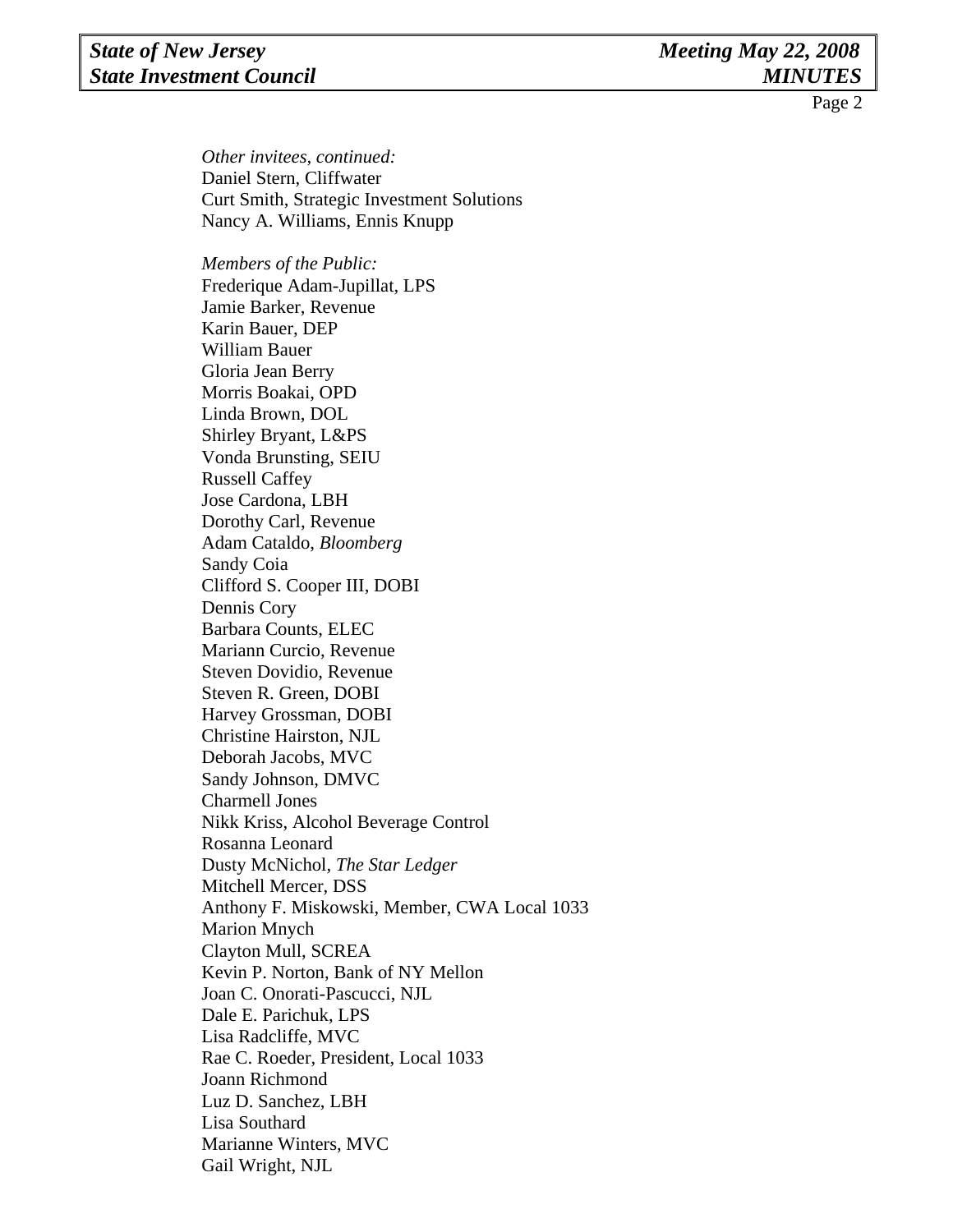*Other invitees, continued:*
Daniel Stern, Cliffwater
Curt Smith, Strategic Investment Solutions
Nancy A. Williams, Ennis Knupp

*Members of the Public:*
Frederique Adam-Jupillat, LPS
Jamie Barker, Revenue
Karin Bauer, DEP
William Bauer
Gloria Jean Berry
Morris Boakai, OPD
Linda Brown, DOL
Shirley Bryant, L&PS
Vonda Brunsting, SEIU
Russell Caffey
Jose Cardona, LBH
Dorothy Carl, Revenue
Adam Cataldo, *Bloomberg*
Sandy Coia
Clifford S. Cooper III, DOBI
Dennis Cory
Barbara Counts, ELEC
Mariann Curcio, Revenue
Steven Dovidio, Revenue
Steven R. Green, DOBI
Harvey Grossman, DOBI
Christine Hairston, NJL
Deborah Jacobs, MVC
Sandy Johnson, DMVC
Charmell Jones
Nikk Kriss, Alcohol Beverage Control
Rosanna Leonard
Dusty McNichol, *The Star Ledger*
Mitchell Mercer, DSS
Anthony F. Miskowski, Member, CWA Local 1033
Marion Mnych
Clayton Mull, SCREA
Kevin P. Norton, Bank of NY Mellon
Joan C. Onorati-Pascucci, NJL
Dale E. Parichuk, LPS
Lisa Radcliffe, MVC
Rae C. Roeder, President, Local 1033
Joann Richmond
Luz D. Sanchez, LBH
Lisa Southard
Marianne Winters, MVC
Gail Wright, NJL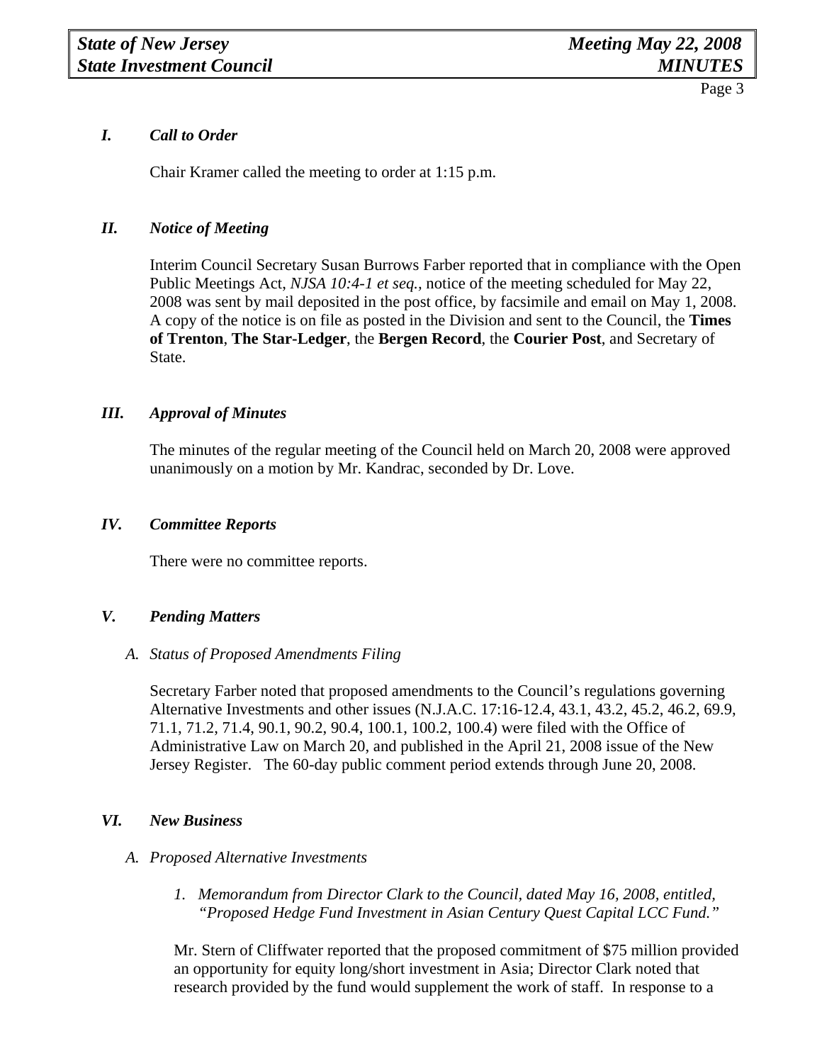### *I. Call to Order*

Chair Kramer called the meeting to order at 1:15 p.m.

### *II. Notice of Meeting*

Interim Council Secretary Susan Burrows Farber reported that in compliance with the Open Public Meetings Act, *NJSA 10:4-1 et seq.*, notice of the meeting scheduled for May 22, 2008 was sent by mail deposited in the post office, by facsimile and email on May 1, 2008. A copy of the notice is on file as posted in the Division and sent to the Council, the **Times of Trenton**, **The Star-Ledger**, the **Bergen Record**, the **Courier Post**, and Secretary of State.

### *III. Approval of Minutes*

The minutes of the regular meeting of the Council held on March 20, 2008 were approved unanimously on a motion by Mr. Kandrac, seconded by Dr. Love.

### *IV. Committee Reports*

There were no committee reports.

### *V. Pending Matters*

*A. Status of Proposed Amendments Filing*

Secretary Farber noted that proposed amendments to the Council's regulations governing Alternative Investments and other issues (N.J.A.C. 17:16-12.4, 43.1, 43.2, 45.2, 46.2, 69.9, 71.1, 71.2, 71.4, 90.1, 90.2, 90.4, 100.1, 100.2, 100.4) were filed with the Office of Administrative Law on March 20, and published in the April 21, 2008 issue of the New Jersey Register. The 60-day public comment period extends through June 20, 2008.

### *VI. New Business*

*A. Proposed Alternative Investments*

*1. Memorandum from Director Clark to the Council, dated May 16, 2008, entitled, "Proposed Hedge Fund Investment in Asian Century Quest Capital LCC Fund."*

Mr. Stern of Cliffwater reported that the proposed commitment of $75 million provided an opportunity for equity long/short investment in Asia; Director Clark noted that research provided by the fund would supplement the work of staff. In response to a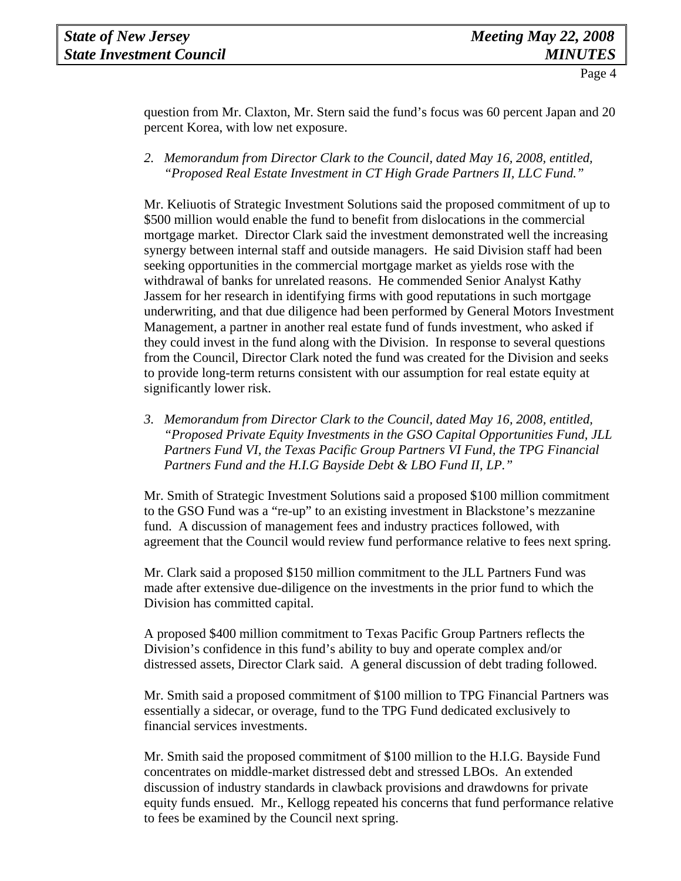question from Mr. Claxton, Mr. Stern said the fund's focus was 60 percent Japan and 20 percent Korea, with low net exposure.

2. *Memorandum from Director Clark to the Council, dated May 16, 2008, entitled, "Proposed Real Estate Investment in CT High Grade Partners II, LLC Fund."*

Mr. Keliuotis of Strategic Investment Solutions said the proposed commitment of up to \$500 million would enable the fund to benefit from dislocations in the commercial mortgage market. Director Clark said the investment demonstrated well the increasing synergy between internal staff and outside managers. He said Division staff had been seeking opportunities in the commercial mortgage market as yields rose with the withdrawal of banks for unrelated reasons. He commended Senior Analyst Kathy Jassem for her research in identifying firms with good reputations in such mortgage underwriting, and that due diligence had been performed by General Motors Investment Management, a partner in another real estate fund of funds investment, who asked if they could invest in the fund along with the Division. In response to several questions from the Council, Director Clark noted the fund was created for the Division and seeks to provide long-term returns consistent with our assumption for real estate equity at significantly lower risk.

3. *Memorandum from Director Clark to the Council, dated May 16, 2008, entitled, "Proposed Private Equity Investments in the GSO Capital Opportunities Fund, JLL Partners Fund VI, the Texas Pacific Group Partners VI Fund, the TPG Financial Partners Fund and the H.I.G Bayside Debt & LBO Fund II, LP."*

Mr. Smith of Strategic Investment Solutions said a proposed \$100 million commitment to the GSO Fund was a "re-up" to an existing investment in Blackstone's mezzanine fund. A discussion of management fees and industry practices followed, with agreement that the Council would review fund performance relative to fees next spring.

Mr. Clark said a proposed \$150 million commitment to the JLL Partners Fund was made after extensive due-diligence on the investments in the prior fund to which the Division has committed capital.

A proposed \$400 million commitment to Texas Pacific Group Partners reflects the Division's confidence in this fund's ability to buy and operate complex and/or distressed assets, Director Clark said. A general discussion of debt trading followed.

Mr. Smith said a proposed commitment of \$100 million to TPG Financial Partners was essentially a sidecar, or overage, fund to the TPG Fund dedicated exclusively to financial services investments.

Mr. Smith said the proposed commitment of \$100 million to the H.I.G. Bayside Fund concentrates on middle-market distressed debt and stressed LBOs. An extended discussion of industry standards in clawback provisions and drawdowns for private equity funds ensued. Mr., Kellogg repeated his concerns that fund performance relative to fees be examined by the Council next spring.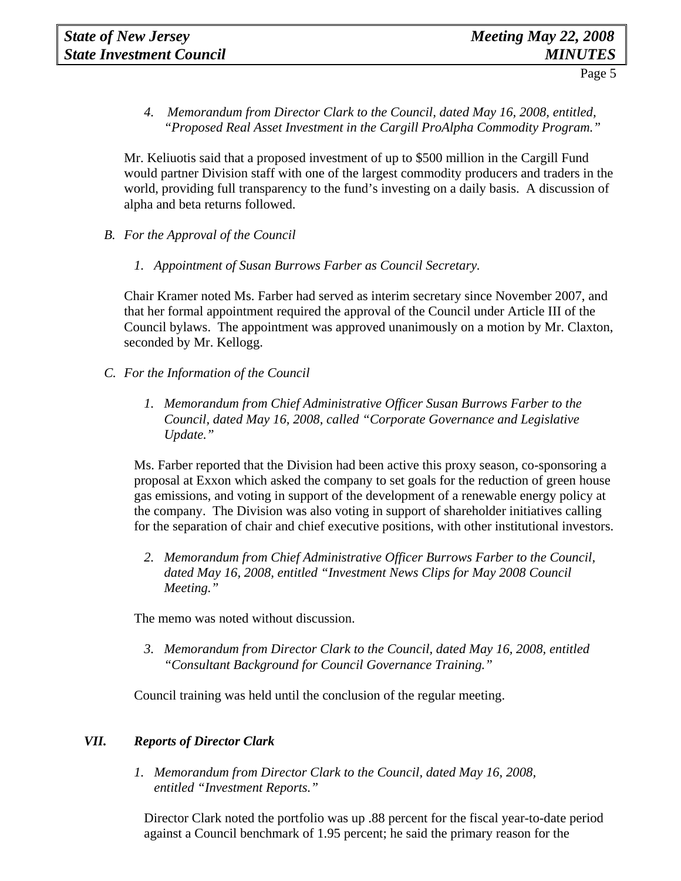4. *Memorandum from Director Clark to the Council, dated May 16, 2008, entitled, "Proposed Real Asset Investment in the Cargill ProAlpha Commodity Program."*

Mr. Keliuotis said that a proposed investment of up to $500 million in the Cargill Fund would partner Division staff with one of the largest commodity producers and traders in the world, providing full transparency to the fund's investing on a daily basis. A discussion of alpha and beta returns followed.

*B. For the Approval of the Council*

1. *Appointment of Susan Burrows Farber as Council Secretary.*

Chair Kramer noted Ms. Farber had served as interim secretary since November 2007, and that her formal appointment required the approval of the Council under Article III of the Council bylaws. The appointment was approved unanimously on a motion by Mr. Claxton, seconded by Mr. Kellogg.

*C. For the Information of the Council*

1. *Memorandum from Chief Administrative Officer Susan Burrows Farber to the Council, dated May 16, 2008, called "Corporate Governance and Legislative Update."*

Ms. Farber reported that the Division had been active this proxy season, co-sponsoring a proposal at Exxon which asked the company to set goals for the reduction of green house gas emissions, and voting in support of the development of a renewable energy policy at the company. The Division was also voting in support of shareholder initiatives calling for the separation of chair and chief executive positions, with other institutional investors.

2. *Memorandum from Chief Administrative Officer Burrows Farber to the Council, dated May 16, 2008, entitled "Investment News Clips for May 2008 Council Meeting."*

The memo was noted without discussion.

3. *Memorandum from Director Clark to the Council, dated May 16, 2008, entitled "Consultant Background for Council Governance Training."*

Council training was held until the conclusion of the regular meeting.

## *VII. Reports of Director Clark*

1. *Memorandum from Director Clark to the Council, dated May 16, 2008, entitled "Investment Reports."*

Director Clark noted the portfolio was up .88 percent for the fiscal year-to-date period against a Council benchmark of 1.95 percent; he said the primary reason for the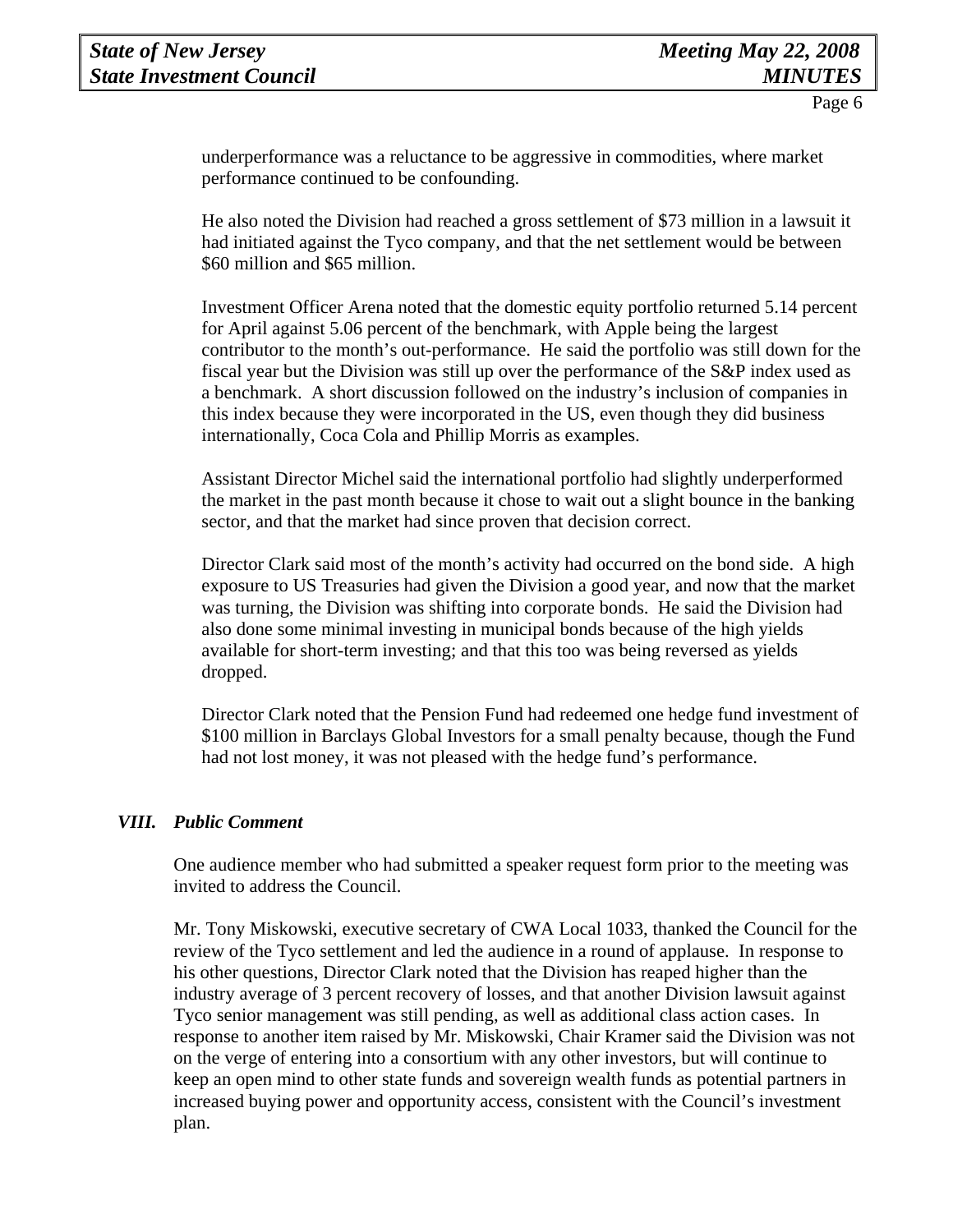underperformance was a reluctance to be aggressive in commodities, where market performance continued to be confounding.

He also noted the Division had reached a gross settlement of $73 million in a lawsuit it had initiated against the Tyco company, and that the net settlement would be between $60 million and $65 million.

Investment Officer Arena noted that the domestic equity portfolio returned 5.14 percent for April against 5.06 percent of the benchmark, with Apple being the largest contributor to the month's out-performance. He said the portfolio was still down for the fiscal year but the Division was still up over the performance of the S&P index used as a benchmark. A short discussion followed on the industry's inclusion of companies in this index because they were incorporated in the US, even though they did business internationally, Coca Cola and Phillip Morris as examples.

Assistant Director Michel said the international portfolio had slightly underperformed the market in the past month because it chose to wait out a slight bounce in the banking sector, and that the market had since proven that decision correct.

Director Clark said most of the month's activity had occurred on the bond side. A high exposure to US Treasuries had given the Division a good year, and now that the market was turning, the Division was shifting into corporate bonds. He said the Division had also done some minimal investing in municipal bonds because of the high yields available for short-term investing; and that this too was being reversed as yields dropped.

Director Clark noted that the Pension Fund had redeemed one hedge fund investment of $100 million in Barclays Global Investors for a small penalty because, though the Fund had not lost money, it was not pleased with the hedge fund's performance.

## *VIII. Public Comment*

One audience member who had submitted a speaker request form prior to the meeting was invited to address the Council.

Mr. Tony Miskowski, executive secretary of CWA Local 1033, thanked the Council for the review of the Tyco settlement and led the audience in a round of applause. In response to his other questions, Director Clark noted that the Division has reaped higher than the industry average of 3 percent recovery of losses, and that another Division lawsuit against Tyco senior management was still pending, as well as additional class action cases. In response to another item raised by Mr. Miskowski, Chair Kramer said the Division was not on the verge of entering into a consortium with any other investors, but will continue to keep an open mind to other state funds and sovereign wealth funds as potential partners in increased buying power and opportunity access, consistent with the Council's investment plan.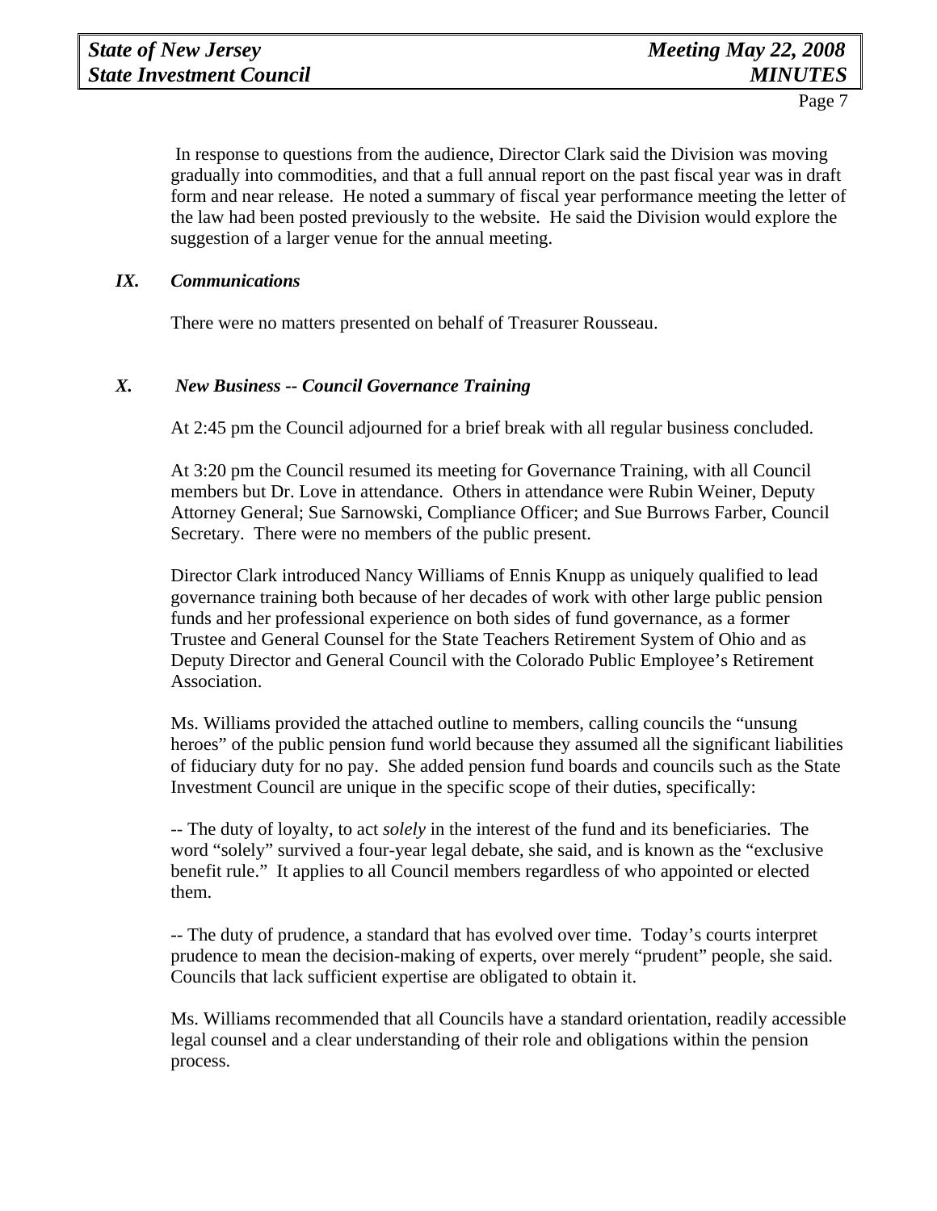In response to questions from the audience, Director Clark said the Division was moving gradually into commodities, and that a full annual report on the past fiscal year was in draft form and near release. He noted a summary of fiscal year performance meeting the letter of the law had been posted previously to the website. He said the Division would explore the suggestion of a larger venue for the annual meeting.

## *IX. Communications*

There were no matters presented on behalf of Treasurer Rousseau.

## *X. New Business -- Council Governance Training*

At 2:45 pm the Council adjourned for a brief break with all regular business concluded.

At 3:20 pm the Council resumed its meeting for Governance Training, with all Council members but Dr. Love in attendance. Others in attendance were Rubin Weiner, Deputy Attorney General; Sue Sarnowski, Compliance Officer; and Sue Burrows Farber, Council Secretary. There were no members of the public present.

Director Clark introduced Nancy Williams of Ennis Knupp as uniquely qualified to lead governance training both because of her decades of work with other large public pension funds and her professional experience on both sides of fund governance, as a former Trustee and General Counsel for the State Teachers Retirement System of Ohio and as Deputy Director and General Council with the Colorado Public Employee's Retirement Association.

Ms. Williams provided the attached outline to members, calling councils the "unsung heroes" of the public pension fund world because they assumed all the significant liabilities of fiduciary duty for no pay. She added pension fund boards and councils such as the State Investment Council are unique in the specific scope of their duties, specifically:

-- The duty of loyalty, to act *solely* in the interest of the fund and its beneficiaries. The word "solely" survived a four-year legal debate, she said, and is known as the "exclusive benefit rule." It applies to all Council members regardless of who appointed or elected them.

-- The duty of prudence, a standard that has evolved over time. Today's courts interpret prudence to mean the decision-making of experts, over merely "prudent" people, she said. Councils that lack sufficient expertise are obligated to obtain it.

Ms. Williams recommended that all Councils have a standard orientation, readily accessible legal counsel and a clear understanding of their role and obligations within the pension process.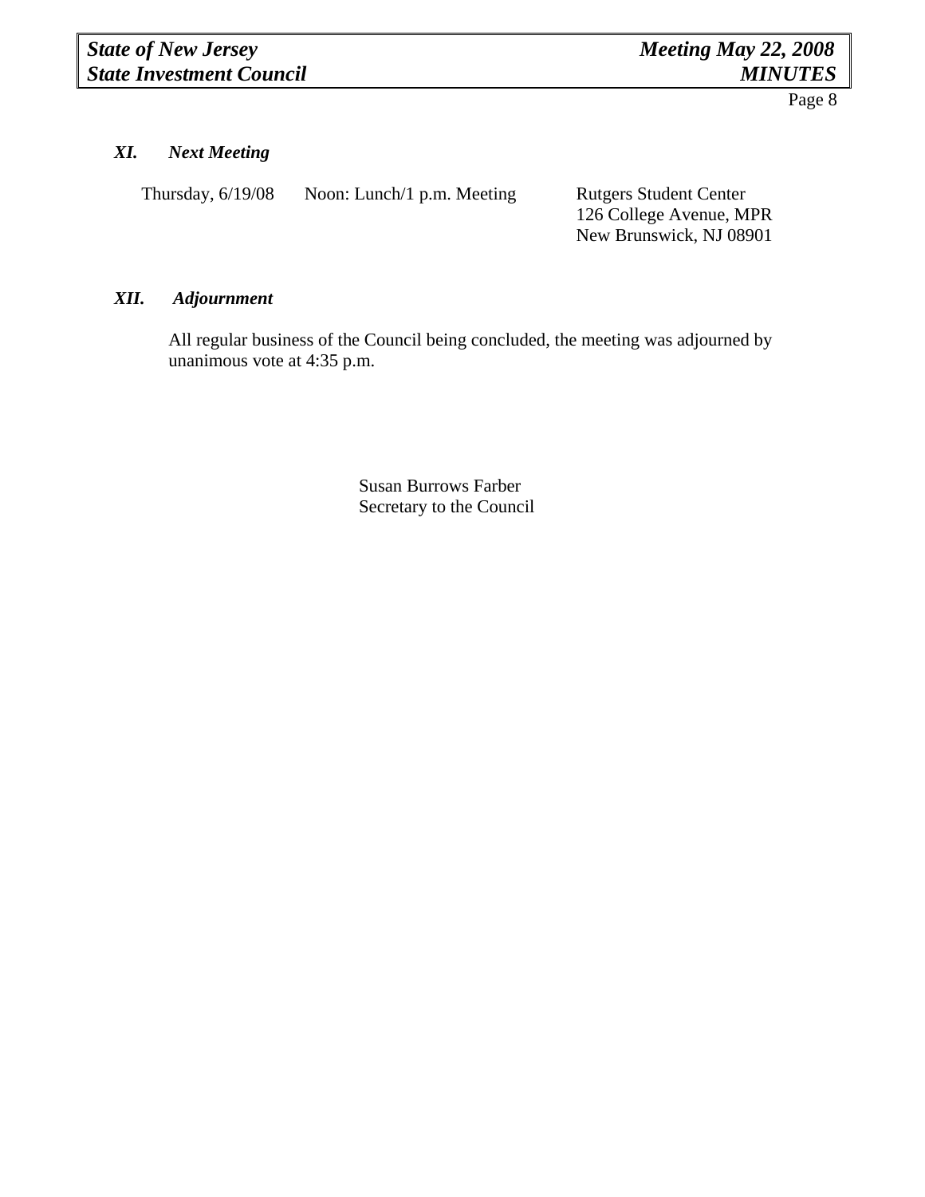### *XI. Next Meeting*

| | | |
|---|---|---|
| Thursday, 6/19/08 | Noon: Lunch/1 p.m. Meeting | Rutgers Student Center<br>126 College Avenue, MPR<br>New Brunswick, NJ 08901 |

### *XII. Adjournment*

All regular business of the Council being concluded, the meeting was adjourned by unanimous vote at 4:35 p.m.

Susan Burrows Farber
Secretary to the Council